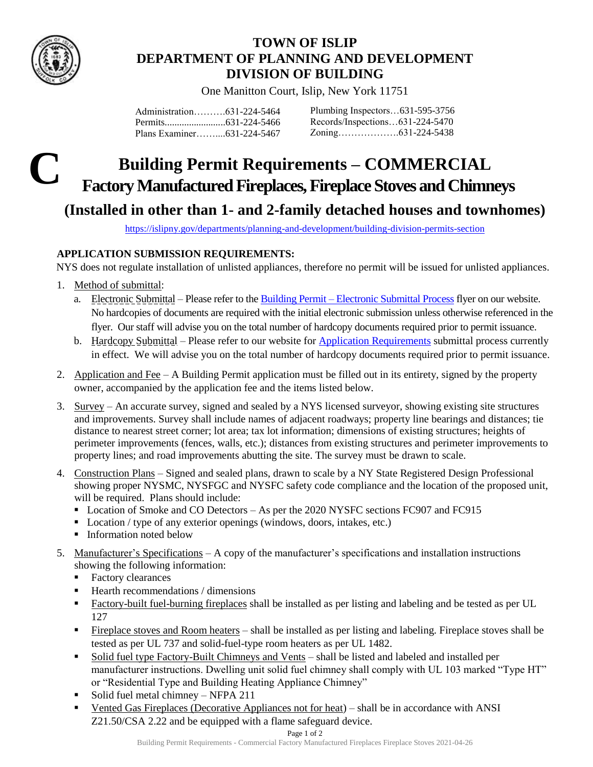# TOWN OF ISLIP
# DEPARTMENT OF PLANNING AND DEVELOPMENT
# DIVISION OF BUILDING

One Manitton Court, Islip, New York 11751

Administration……….631-224-5464
Permits........................631-224-5466
Plans Examiner……....631-224-5467

Plumbing Inspectors…631-595-3756
Records/Inspections…631-224-5470
Zoning……………….631-224-5438

C

# Building Permit Requirements – COMMERCIAL
# Factory Manufactured Fireplaces, Fireplace Stoves and Chimneys
## (Installed in other than 1- and 2-family detached houses and townhomes)

https://islipny.gov/departments/planning-and-development/building-division-permits-section

**APPLICATION SUBMISSION REQUIREMENTS:**

NYS does not regulate installation of unlisted appliances, therefore no permit will be issued for unlisted appliances.

1. Method of submittal:
   a. Electronic Submittal – Please refer to the Building Permit – Electronic Submittal Process flyer on our website. No hardcopies of documents are required with the initial electronic submission unless otherwise referenced in the flyer. Our staff will advise you on the total number of hardcopy documents required prior to permit issuance.
   b. Hardcopy Submittal – Please refer to our website for Application Requirements submittal process currently in effect. We will advise you on the total number of hardcopy documents required prior to permit issuance.

2. Application and Fee – A Building Permit application must be filled out in its entirety, signed by the property owner, accompanied by the application fee and the items listed below.

3. Survey – An accurate survey, signed and sealed by a NYS licensed surveyor, showing existing site structures and improvements. Survey shall include names of adjacent roadways; property line bearings and distances; tie distance to nearest street corner; lot area; tax lot information; dimensions of existing structures; heights of perimeter improvements (fences, walls, etc.); distances from existing structures and perimeter improvements to property lines; and road improvements abutting the site. The survey must be drawn to scale.

4. Construction Plans – Signed and sealed plans, drawn to scale by a NY State Registered Design Professional showing proper NYSMC, NYSFGC and NYSFC safety code compliance and the location of the proposed unit, will be required. Plans should include:
   - Location of Smoke and CO Detectors – As per the 2020 NYSFC sections FC907 and FC915
   - Location / type of any exterior openings (windows, doors, intakes, etc.)
   - Information noted below

5. Manufacturer's Specifications – A copy of the manufacturer's specifications and installation instructions showing the following information:
   - Factory clearances
   - Hearth recommendations / dimensions
   - Factory-built fuel-burning fireplaces shall be installed as per listing and labeling and be tested as per UL 127
   - Fireplace stoves and Room heaters – shall be installed as per listing and labeling. Fireplace stoves shall be tested as per UL 737 and solid-fuel-type room heaters as per UL 1482.
   - Solid fuel type Factory-Built Chimneys and Vents – shall be listed and labeled and installed per manufacturer instructions. Dwelling unit solid fuel chimney shall comply with UL 103 marked "Type HT" or "Residential Type and Building Heating Appliance Chimney"
   - Solid fuel metal chimney – NFPA 211
   - Vented Gas Fireplaces (Decorative Appliances not for heat) – shall be in accordance with ANSI Z21.50/CSA 2.22 and be equipped with a flame safeguard device.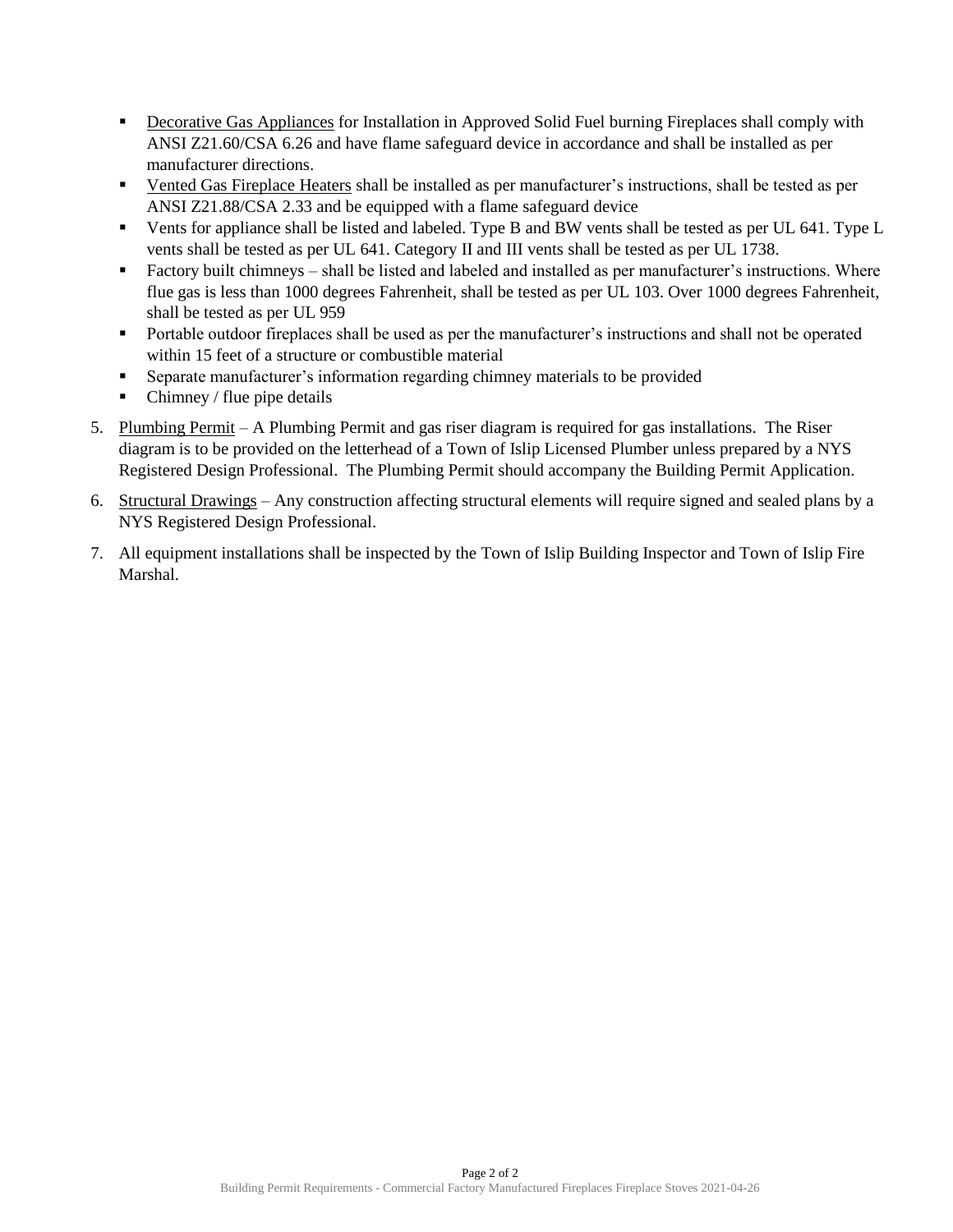- <u>Decorative Gas Appliances</u> for Installation in Approved Solid Fuel burning Fireplaces shall comply with ANSI Z21.60/CSA 6.26 and have flame safeguard device in accordance and shall be installed as per manufacturer directions.
- <u>Vented Gas Fireplace Heaters</u> shall be installed as per manufacturer's instructions, shall be tested as per ANSI Z21.88/CSA 2.33 and be equipped with a flame safeguard device
- Vents for appliance shall be listed and labeled. Type B and BW vents shall be tested as per UL 641. Type L vents shall be tested as per UL 641. Category II and III vents shall be tested as per UL 1738.
- Factory built chimneys – shall be listed and labeled and installed as per manufacturer's instructions. Where flue gas is less than 1000 degrees Fahrenheit, shall be tested as per UL 103. Over 1000 degrees Fahrenheit, shall be tested as per UL 959
- Portable outdoor fireplaces shall be used as per the manufacturer's instructions and shall not be operated within 15 feet of a structure or combustible material
- Separate manufacturer's information regarding chimney materials to be provided
- Chimney / flue pipe details

5. <u>Plumbing Permit</u> – A Plumbing Permit and gas riser diagram is required for gas installations. The Riser diagram is to be provided on the letterhead of a Town of Islip Licensed Plumber unless prepared by a NYS Registered Design Professional. The Plumbing Permit should accompany the Building Permit Application.

6. <u>Structural Drawings</u> – Any construction affecting structural elements will require signed and sealed plans by a NYS Registered Design Professional.

7. All equipment installations shall be inspected by the Town of Islip Building Inspector and Town of Islip Fire Marshal.